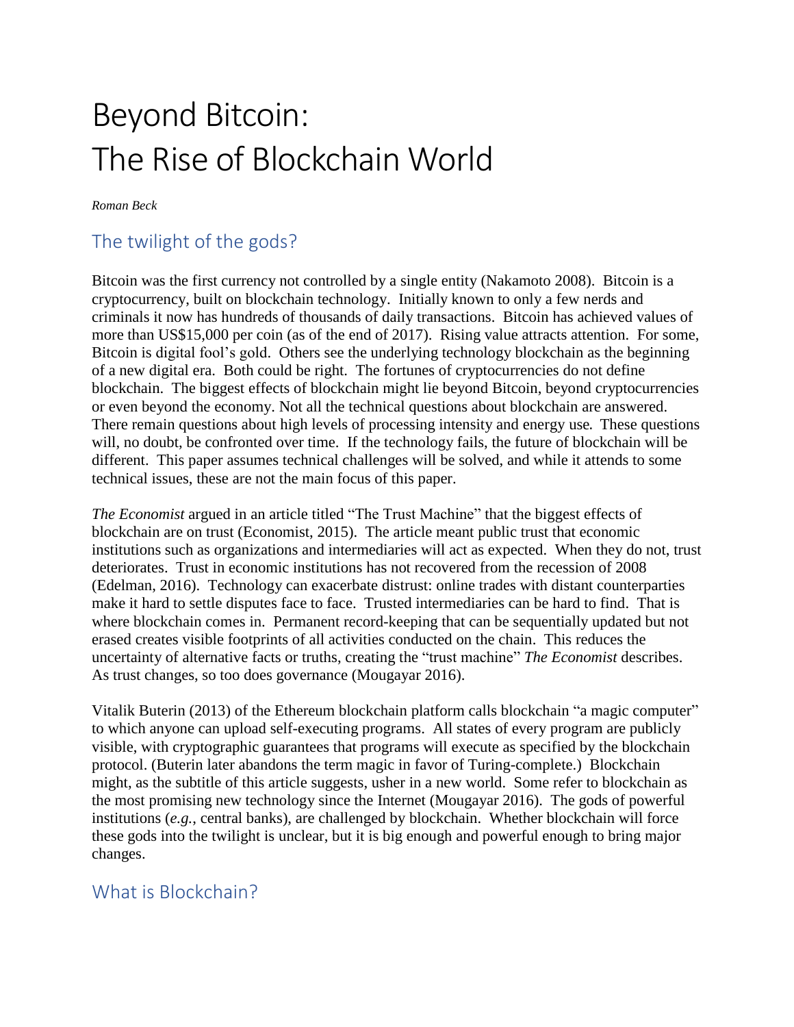# Beyond Bitcoin: The Rise of Blockchain World

*Roman Beck*

## The twilight of the gods?

Bitcoin was the first currency not controlled by a single entity (Nakamoto 2008). Bitcoin is a cryptocurrency, built on blockchain technology. Initially known to only a few nerds and criminals it now has hundreds of thousands of daily transactions. Bitcoin has achieved values of more than US$15,000 per coin (as of the end of 2017). Rising value attracts attention. For some, Bitcoin is digital fool's gold. Others see the underlying technology blockchain as the beginning of a new digital era. Both could be right. The fortunes of cryptocurrencies do not define blockchain. The biggest effects of blockchain might lie beyond Bitcoin, beyond cryptocurrencies or even beyond the economy. Not all the technical questions about blockchain are answered. There remain questions about high levels of processing intensity and energy use*.* These questions will, no doubt, be confronted over time. If the technology fails, the future of blockchain will be different. This paper assumes technical challenges will be solved, and while it attends to some technical issues, these are not the main focus of this paper.

*The Economist* argued in an article titled "The Trust Machine" that the biggest effects of blockchain are on trust (Economist, 2015). The article meant public trust that economic institutions such as organizations and intermediaries will act as expected. When they do not, trust deteriorates. Trust in economic institutions has not recovered from the recession of 2008 (Edelman, 2016). Technology can exacerbate distrust: online trades with distant counterparties make it hard to settle disputes face to face. Trusted intermediaries can be hard to find. That is where blockchain comes in. Permanent record-keeping that can be sequentially updated but not erased creates visible footprints of all activities conducted on the chain. This reduces the uncertainty of alternative facts or truths, creating the "trust machine" *The Economist* describes. As trust changes, so too does governance (Mougayar 2016).

Vitalik Buterin (2013) of the Ethereum blockchain platform calls blockchain "a magic computer" to which anyone can upload self-executing programs. All states of every program are publicly visible, with cryptographic guarantees that programs will execute as specified by the blockchain protocol. (Buterin later abandons the term magic in favor of Turing-complete.) Blockchain might, as the subtitle of this article suggests, usher in a new world. Some refer to blockchain as the most promising new technology since the Internet (Mougayar 2016). The gods of powerful institutions (*e.g.*, central banks), are challenged by blockchain. Whether blockchain will force these gods into the twilight is unclear, but it is big enough and powerful enough to bring major changes.

## What is Blockchain?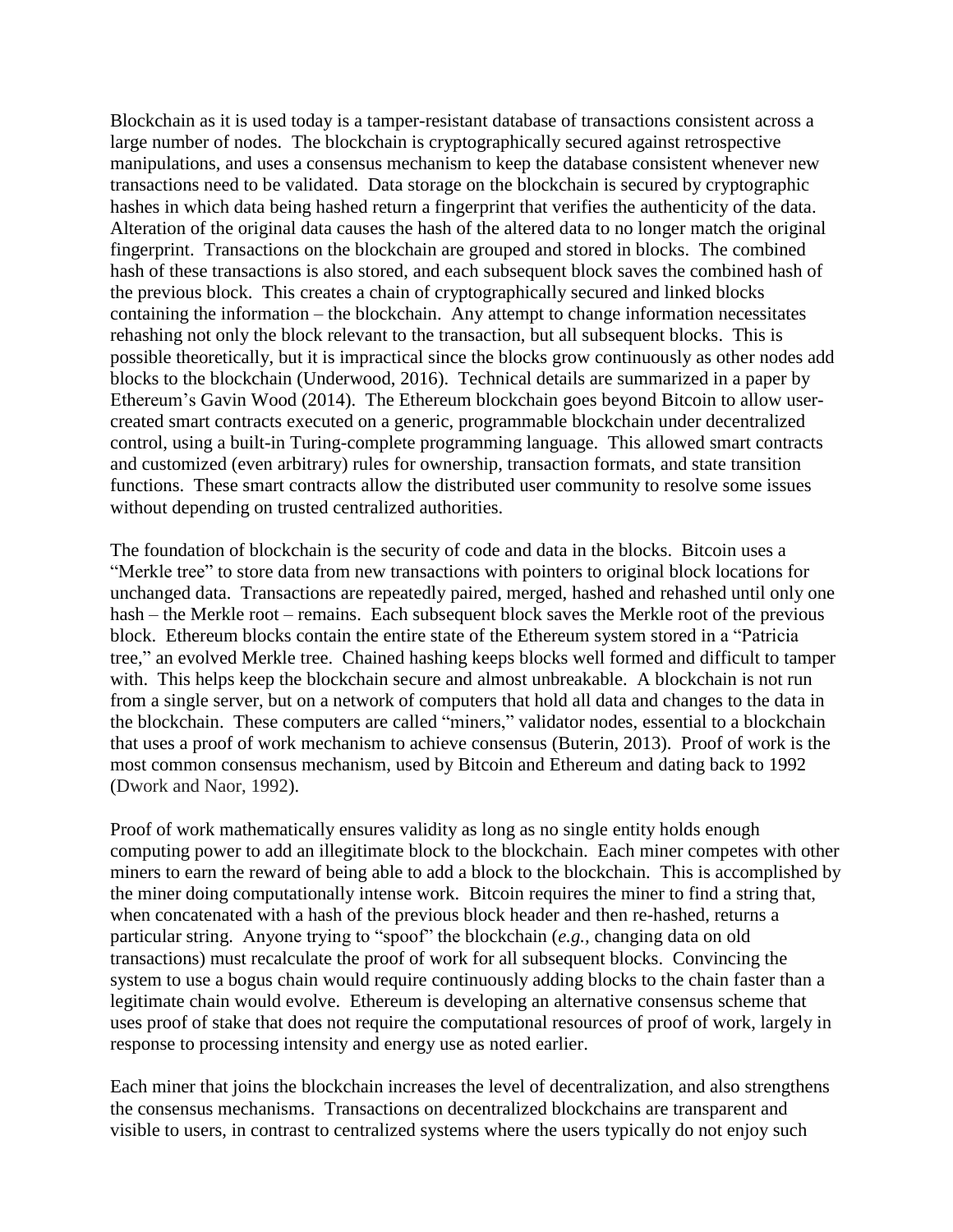Blockchain as it is used today is a tamper-resistant database of transactions consistent across a large number of nodes. The blockchain is cryptographically secured against retrospective manipulations, and uses a consensus mechanism to keep the database consistent whenever new transactions need to be validated. Data storage on the blockchain is secured by cryptographic hashes in which data being hashed return a fingerprint that verifies the authenticity of the data. Alteration of the original data causes the hash of the altered data to no longer match the original fingerprint. Transactions on the blockchain are grouped and stored in blocks. The combined hash of these transactions is also stored, and each subsequent block saves the combined hash of the previous block. This creates a chain of cryptographically secured and linked blocks containing the information – the blockchain. Any attempt to change information necessitates rehashing not only the block relevant to the transaction, but all subsequent blocks. This is possible theoretically, but it is impractical since the blocks grow continuously as other nodes add blocks to the blockchain (Underwood, 2016). Technical details are summarized in a paper by Ethereum's Gavin Wood (2014). The Ethereum blockchain goes beyond Bitcoin to allow user-created smart contracts executed on a generic, programmable blockchain under decentralized control, using a built-in Turing-complete programming language. This allowed smart contracts and customized (even arbitrary) rules for ownership, transaction formats, and state transition functions. These smart contracts allow the distributed user community to resolve some issues without depending on trusted centralized authorities.

The foundation of blockchain is the security of code and data in the blocks. Bitcoin uses a "Merkle tree" to store data from new transactions with pointers to original block locations for unchanged data. Transactions are repeatedly paired, merged, hashed and rehashed until only one hash – the Merkle root – remains. Each subsequent block saves the Merkle root of the previous block. Ethereum blocks contain the entire state of the Ethereum system stored in a "Patricia tree," an evolved Merkle tree. Chained hashing keeps blocks well formed and difficult to tamper with. This helps keep the blockchain secure and almost unbreakable. A blockchain is not run from a single server, but on a network of computers that hold all data and changes to the data in the blockchain. These computers are called "miners," validator nodes, essential to a blockchain that uses a proof of work mechanism to achieve consensus (Buterin, 2013). Proof of work is the most common consensus mechanism, used by Bitcoin and Ethereum and dating back to 1992 (Dwork and Naor, 1992).

Proof of work mathematically ensures validity as long as no single entity holds enough computing power to add an illegitimate block to the blockchain. Each miner competes with other miners to earn the reward of being able to add a block to the blockchain. This is accomplished by the miner doing computationally intense work. Bitcoin requires the miner to find a string that, when concatenated with a hash of the previous block header and then re-hashed, returns a particular string. Anyone trying to "spoof" the blockchain (*e.g.,* changing data on old transactions) must recalculate the proof of work for all subsequent blocks. Convincing the system to use a bogus chain would require continuously adding blocks to the chain faster than a legitimate chain would evolve. Ethereum is developing an alternative consensus scheme that uses proof of stake that does not require the computational resources of proof of work, largely in response to processing intensity and energy use as noted earlier.

Each miner that joins the blockchain increases the level of decentralization, and also strengthens the consensus mechanisms. Transactions on decentralized blockchains are transparent and visible to users, in contrast to centralized systems where the users typically do not enjoy such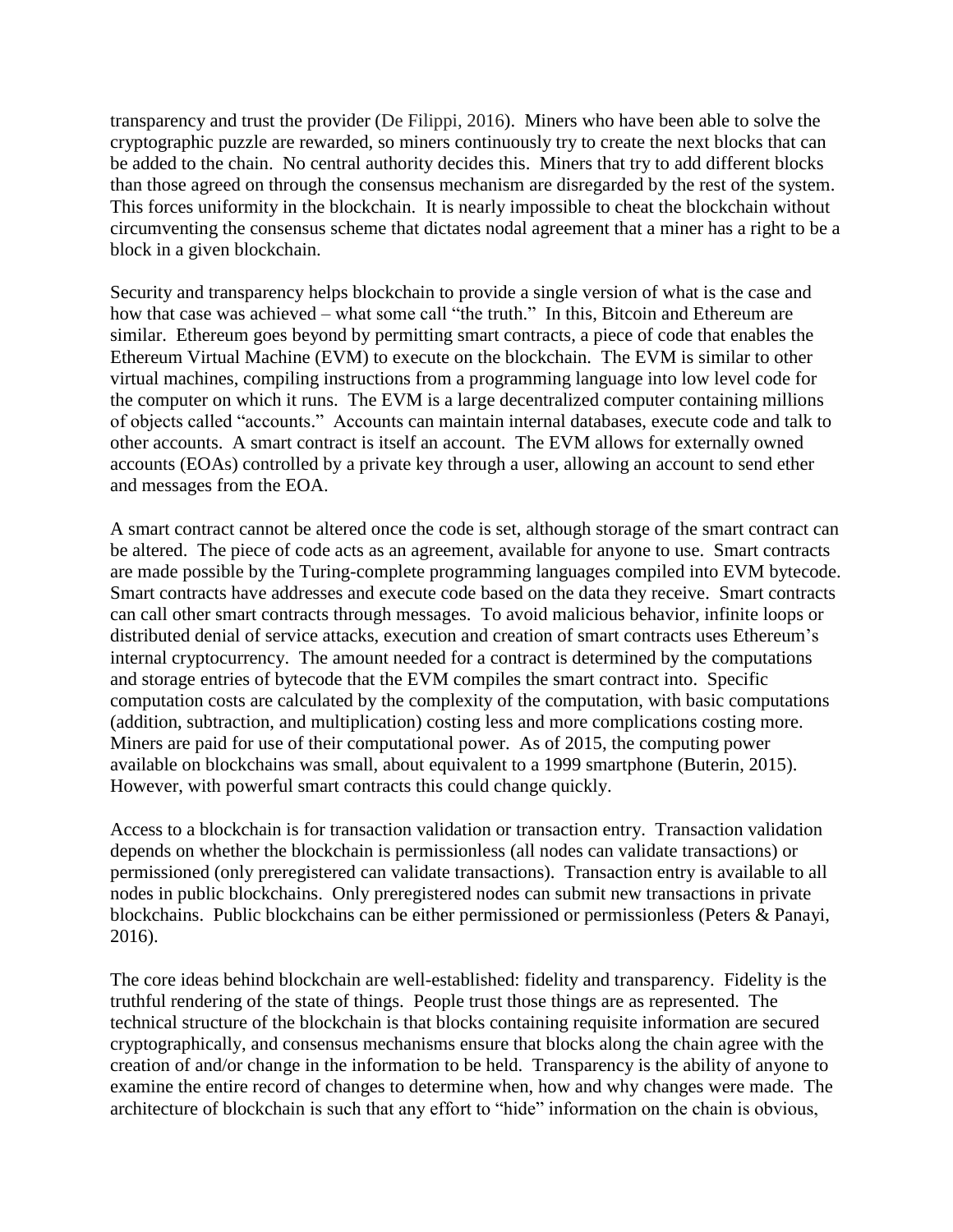transparency and trust the provider (De Filippi, 2016). Miners who have been able to solve the cryptographic puzzle are rewarded, so miners continuously try to create the next blocks that can be added to the chain. No central authority decides this. Miners that try to add different blocks than those agreed on through the consensus mechanism are disregarded by the rest of the system. This forces uniformity in the blockchain. It is nearly impossible to cheat the blockchain without circumventing the consensus scheme that dictates nodal agreement that a miner has a right to be a block in a given blockchain.

Security and transparency helps blockchain to provide a single version of what is the case and how that case was achieved – what some call "the truth." In this, Bitcoin and Ethereum are similar. Ethereum goes beyond by permitting smart contracts, a piece of code that enables the Ethereum Virtual Machine (EVM) to execute on the blockchain. The EVM is similar to other virtual machines, compiling instructions from a programming language into low level code for the computer on which it runs. The EVM is a large decentralized computer containing millions of objects called "accounts." Accounts can maintain internal databases, execute code and talk to other accounts. A smart contract is itself an account. The EVM allows for externally owned accounts (EOAs) controlled by a private key through a user, allowing an account to send ether and messages from the EOA.

A smart contract cannot be altered once the code is set, although storage of the smart contract can be altered. The piece of code acts as an agreement, available for anyone to use. Smart contracts are made possible by the Turing-complete programming languages compiled into EVM bytecode. Smart contracts have addresses and execute code based on the data they receive. Smart contracts can call other smart contracts through messages. To avoid malicious behavior, infinite loops or distributed denial of service attacks, execution and creation of smart contracts uses Ethereum's internal cryptocurrency. The amount needed for a contract is determined by the computations and storage entries of bytecode that the EVM compiles the smart contract into. Specific computation costs are calculated by the complexity of the computation, with basic computations (addition, subtraction, and multiplication) costing less and more complications costing more. Miners are paid for use of their computational power. As of 2015, the computing power available on blockchains was small, about equivalent to a 1999 smartphone (Buterin, 2015). However, with powerful smart contracts this could change quickly.

Access to a blockchain is for transaction validation or transaction entry. Transaction validation depends on whether the blockchain is permissionless (all nodes can validate transactions) or permissioned (only preregistered can validate transactions). Transaction entry is available to all nodes in public blockchains. Only preregistered nodes can submit new transactions in private blockchains. Public blockchains can be either permissioned or permissionless (Peters & Panayi, 2016).

The core ideas behind blockchain are well-established: fidelity and transparency. Fidelity is the truthful rendering of the state of things. People trust those things are as represented. The technical structure of the blockchain is that blocks containing requisite information are secured cryptographically, and consensus mechanisms ensure that blocks along the chain agree with the creation of and/or change in the information to be held. Transparency is the ability of anyone to examine the entire record of changes to determine when, how and why changes were made. The architecture of blockchain is such that any effort to "hide" information on the chain is obvious,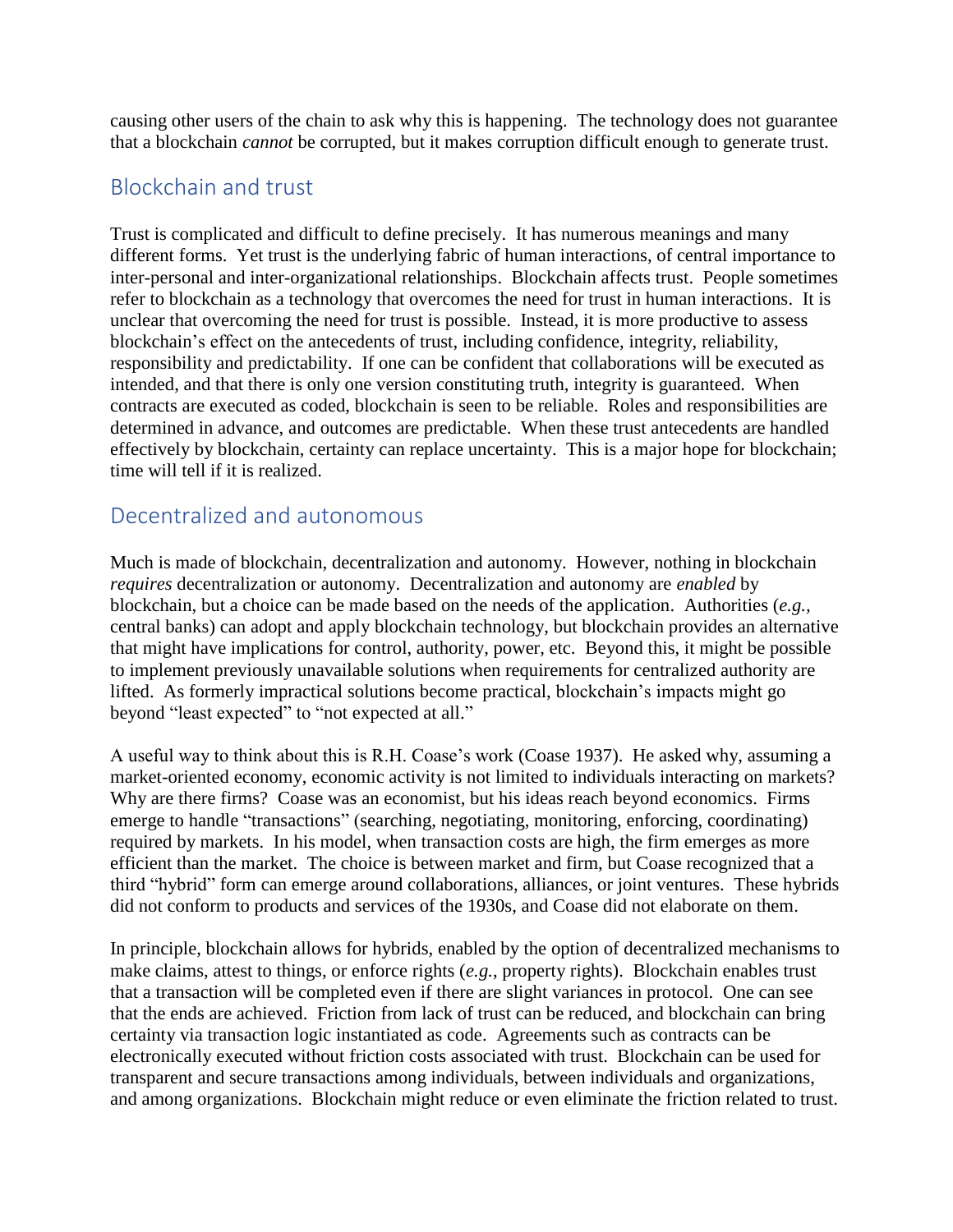causing other users of the chain to ask why this is happening. The technology does not guarantee that a blockchain *cannot* be corrupted, but it makes corruption difficult enough to generate trust.

## Blockchain and trust

Trust is complicated and difficult to define precisely. It has numerous meanings and many different forms. Yet trust is the underlying fabric of human interactions, of central importance to inter-personal and inter-organizational relationships. Blockchain affects trust. People sometimes refer to blockchain as a technology that overcomes the need for trust in human interactions. It is unclear that overcoming the need for trust is possible. Instead, it is more productive to assess blockchain's effect on the antecedents of trust, including confidence, integrity, reliability, responsibility and predictability. If one can be confident that collaborations will be executed as intended, and that there is only one version constituting truth, integrity is guaranteed. When contracts are executed as coded, blockchain is seen to be reliable. Roles and responsibilities are determined in advance, and outcomes are predictable. When these trust antecedents are handled effectively by blockchain, certainty can replace uncertainty. This is a major hope for blockchain; time will tell if it is realized.

## Decentralized and autonomous

Much is made of blockchain, decentralization and autonomy. However, nothing in blockchain *requires* decentralization or autonomy. Decentralization and autonomy are *enabled* by blockchain, but a choice can be made based on the needs of the application. Authorities (*e.g.,* central banks) can adopt and apply blockchain technology, but blockchain provides an alternative that might have implications for control, authority, power, etc. Beyond this, it might be possible to implement previously unavailable solutions when requirements for centralized authority are lifted. As formerly impractical solutions become practical, blockchain's impacts might go beyond "least expected" to "not expected at all."

A useful way to think about this is R.H. Coase's work (Coase 1937). He asked why, assuming a market-oriented economy, economic activity is not limited to individuals interacting on markets? Why are there firms? Coase was an economist, but his ideas reach beyond economics. Firms emerge to handle "transactions" (searching, negotiating, monitoring, enforcing, coordinating) required by markets. In his model, when transaction costs are high, the firm emerges as more efficient than the market. The choice is between market and firm, but Coase recognized that a third "hybrid" form can emerge around collaborations, alliances, or joint ventures. These hybrids did not conform to products and services of the 1930s, and Coase did not elaborate on them.

In principle, blockchain allows for hybrids, enabled by the option of decentralized mechanisms to make claims, attest to things, or enforce rights (*e.g.*, property rights). Blockchain enables trust that a transaction will be completed even if there are slight variances in protocol. One can see that the ends are achieved. Friction from lack of trust can be reduced, and blockchain can bring certainty via transaction logic instantiated as code. Agreements such as contracts can be electronically executed without friction costs associated with trust. Blockchain can be used for transparent and secure transactions among individuals, between individuals and organizations, and among organizations. Blockchain might reduce or even eliminate the friction related to trust.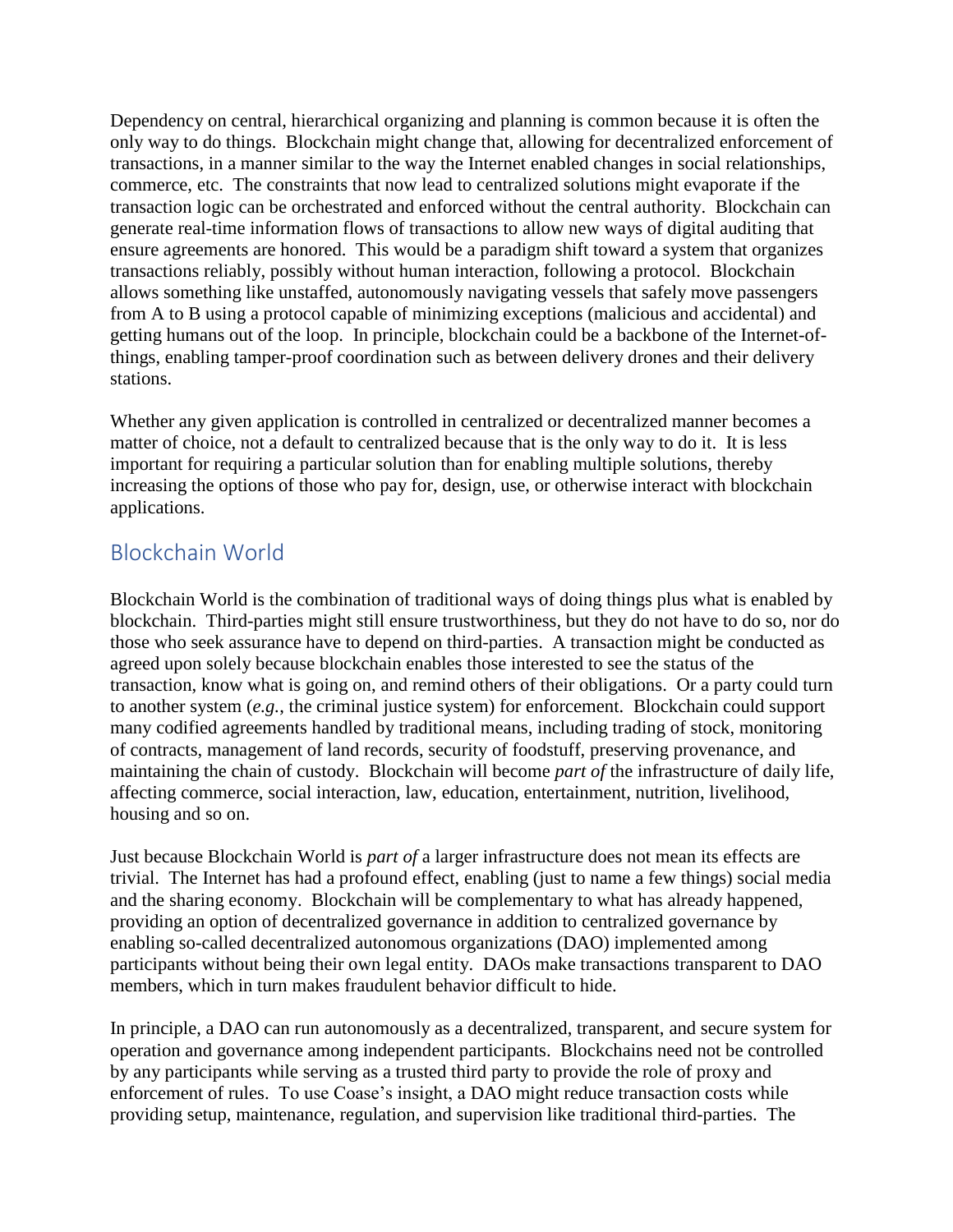Dependency on central, hierarchical organizing and planning is common because it is often the only way to do things. Blockchain might change that, allowing for decentralized enforcement of transactions, in a manner similar to the way the Internet enabled changes in social relationships, commerce, etc. The constraints that now lead to centralized solutions might evaporate if the transaction logic can be orchestrated and enforced without the central authority. Blockchain can generate real-time information flows of transactions to allow new ways of digital auditing that ensure agreements are honored. This would be a paradigm shift toward a system that organizes transactions reliably, possibly without human interaction, following a protocol. Blockchain allows something like unstaffed, autonomously navigating vessels that safely move passengers from A to B using a protocol capable of minimizing exceptions (malicious and accidental) and getting humans out of the loop. In principle, blockchain could be a backbone of the Internet-of-things, enabling tamper-proof coordination such as between delivery drones and their delivery stations.

Whether any given application is controlled in centralized or decentralized manner becomes a matter of choice, not a default to centralized because that is the only way to do it. It is less important for requiring a particular solution than for enabling multiple solutions, thereby increasing the options of those who pay for, design, use, or otherwise interact with blockchain applications.

## Blockchain World

Blockchain World is the combination of traditional ways of doing things plus what is enabled by blockchain. Third-parties might still ensure trustworthiness, but they do not have to do so, nor do those who seek assurance have to depend on third-parties. A transaction might be conducted as agreed upon solely because blockchain enables those interested to see the status of the transaction, know what is going on, and remind others of their obligations. Or a party could turn to another system (*e.g.*, the criminal justice system) for enforcement. Blockchain could support many codified agreements handled by traditional means, including trading of stock, monitoring of contracts, management of land records, security of foodstuff, preserving provenance, and maintaining the chain of custody. Blockchain will become *part of* the infrastructure of daily life, affecting commerce, social interaction, law, education, entertainment, nutrition, livelihood, housing and so on.

Just because Blockchain World is *part of* a larger infrastructure does not mean its effects are trivial. The Internet has had a profound effect, enabling (just to name a few things) social media and the sharing economy. Blockchain will be complementary to what has already happened, providing an option of decentralized governance in addition to centralized governance by enabling so-called decentralized autonomous organizations (DAO) implemented among participants without being their own legal entity. DAOs make transactions transparent to DAO members, which in turn makes fraudulent behavior difficult to hide.

In principle, a DAO can run autonomously as a decentralized, transparent, and secure system for operation and governance among independent participants. Blockchains need not be controlled by any participants while serving as a trusted third party to provide the role of proxy and enforcement of rules. To use Coase's insight, a DAO might reduce transaction costs while providing setup, maintenance, regulation, and supervision like traditional third-parties. The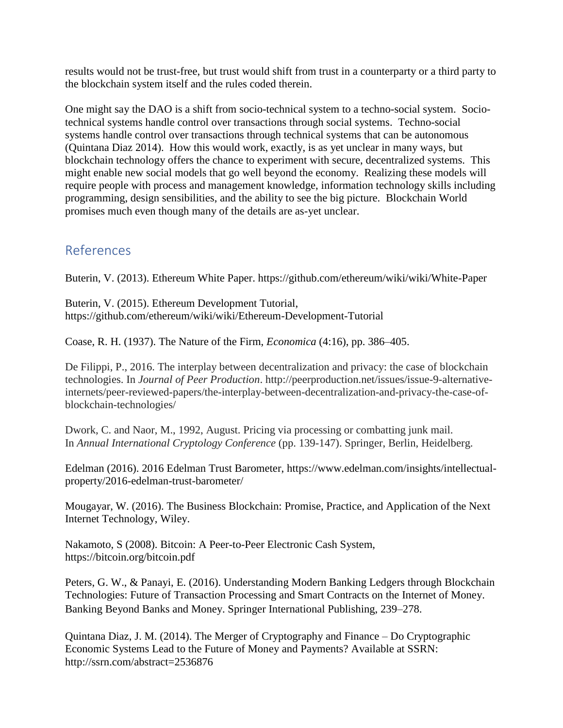results would not be trust-free, but trust would shift from trust in a counterparty or a third party to the blockchain system itself and the rules coded therein.

One might say the DAO is a shift from socio-technical system to a techno-social system. Socio-technical systems handle control over transactions through social systems. Techno-social systems handle control over transactions through technical systems that can be autonomous (Quintana Diaz 2014). How this would work, exactly, is as yet unclear in many ways, but blockchain technology offers the chance to experiment with secure, decentralized systems. This might enable new social models that go well beyond the economy. Realizing these models will require people with process and management knowledge, information technology skills including programming, design sensibilities, and the ability to see the big picture. Blockchain World promises much even though many of the details are as-yet unclear.

## References

Buterin, V. (2013). Ethereum White Paper. https://github.com/ethereum/wiki/wiki/White-Paper

Buterin, V. (2015). Ethereum Development Tutorial, https://github.com/ethereum/wiki/wiki/Ethereum-Development-Tutorial

Coase, R. H. (1937). The Nature of the Firm, *Economica* (4:16), pp. 386–405.

De Filippi, P., 2016. The interplay between decentralization and privacy: the case of blockchain technologies. In *Journal of Peer Production*. http://peerproduction.net/issues/issue-9-alternative-internets/peer-reviewed-papers/the-interplay-between-decentralization-and-privacy-the-case-of-blockchain-technologies/

Dwork, C. and Naor, M., 1992, August. Pricing via processing or combatting junk mail. In *Annual International Cryptology Conference* (pp. 139-147). Springer, Berlin, Heidelberg.

Edelman (2016). 2016 Edelman Trust Barometer, https://www.edelman.com/insights/intellectual-property/2016-edelman-trust-barometer/

Mougayar, W. (2016). The Business Blockchain: Promise, Practice, and Application of the Next Internet Technology, Wiley.

Nakamoto, S (2008). Bitcoin: A Peer-to-Peer Electronic Cash System, https://bitcoin.org/bitcoin.pdf

Peters, G. W., & Panayi, E. (2016). Understanding Modern Banking Ledgers through Blockchain Technologies: Future of Transaction Processing and Smart Contracts on the Internet of Money. Banking Beyond Banks and Money. Springer International Publishing, 239–278.

Quintana Diaz, J. M. (2014). The Merger of Cryptography and Finance – Do Cryptographic Economic Systems Lead to the Future of Money and Payments? Available at SSRN: http://ssrn.com/abstract=2536876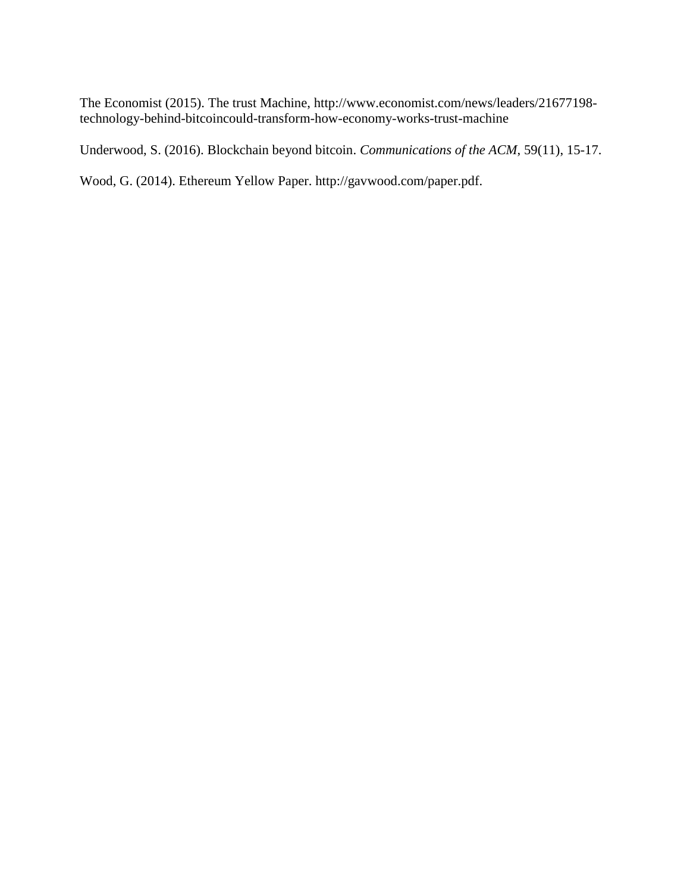The Economist (2015). The trust Machine, http://www.economist.com/news/leaders/21677198-technology-behind-bitcoincould-transform-how-economy-works-trust-machine

Underwood, S. (2016). Blockchain beyond bitcoin. *Communications of the ACM*, 59(11), 15-17.

Wood, G. (2014). Ethereum Yellow Paper. http://gavwood.com/paper.pdf.